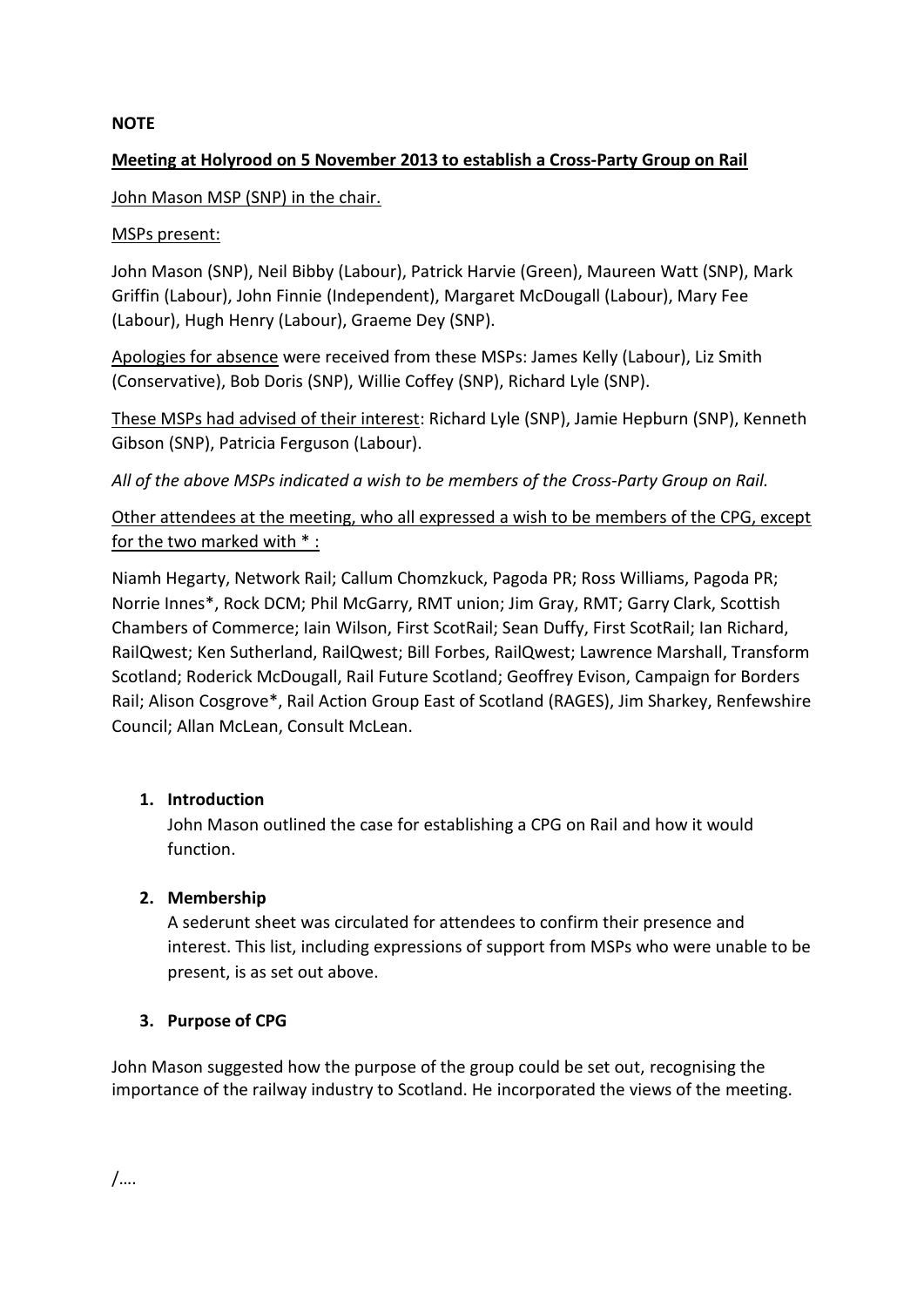**NOTE**

**Meeting at Holyrood on 5 November 2013 to establish a Cross-Party Group on Rail**

John Mason MSP (SNP) in the chair.

MSPs present:

John Mason (SNP), Neil Bibby (Labour), Patrick Harvie (Green), Maureen Watt (SNP), Mark Griffin (Labour), John Finnie (Independent), Margaret McDougall (Labour), Mary Fee (Labour), Hugh Henry (Labour), Graeme Dey (SNP).

Apologies for absence were received from these MSPs: James Kelly (Labour), Liz Smith (Conservative), Bob Doris (SNP), Willie Coffey (SNP), Richard Lyle (SNP).

These MSPs had advised of their interest: Richard Lyle (SNP), Jamie Hepburn (SNP), Kenneth Gibson (SNP), Patricia Ferguson (Labour).

*All of the above MSPs indicated a wish to be members of the Cross-Party Group on Rail.*

Other attendees at the meeting, who all expressed a wish to be members of the CPG, except for the two marked with * :

Niamh Hegarty, Network Rail; Callum Chomzkuck, Pagoda PR; Ross Williams, Pagoda PR; Norrie Innes*, Rock DCM; Phil McGarry, RMT union; Jim Gray, RMT; Garry Clark, Scottish Chambers of Commerce; Iain Wilson, First ScotRail; Sean Duffy, First ScotRail; Ian Richard, RailQwest; Ken Sutherland, RailQwest; Bill Forbes, RailQwest; Lawrence Marshall, Transform Scotland; Roderick McDougall, Rail Future Scotland; Geoffrey Evison, Campaign for Borders Rail; Alison Cosgrove*, Rail Action Group East of Scotland (RAGES), Jim Sharkey, Renfewshire Council; Allan McLean, Consult McLean.

1. **Introduction**
   John Mason outlined the case for establishing a CPG on Rail and how it would function.

2. **Membership**
   A sederunt sheet was circulated for attendees to confirm their presence and interest. This list, including expressions of support from MSPs who were unable to be present, is as set out above.

3. **Purpose of CPG**

John Mason suggested how the purpose of the group could be set out, recognising the importance of the railway industry to Scotland. He incorporated the views of the meeting.

/….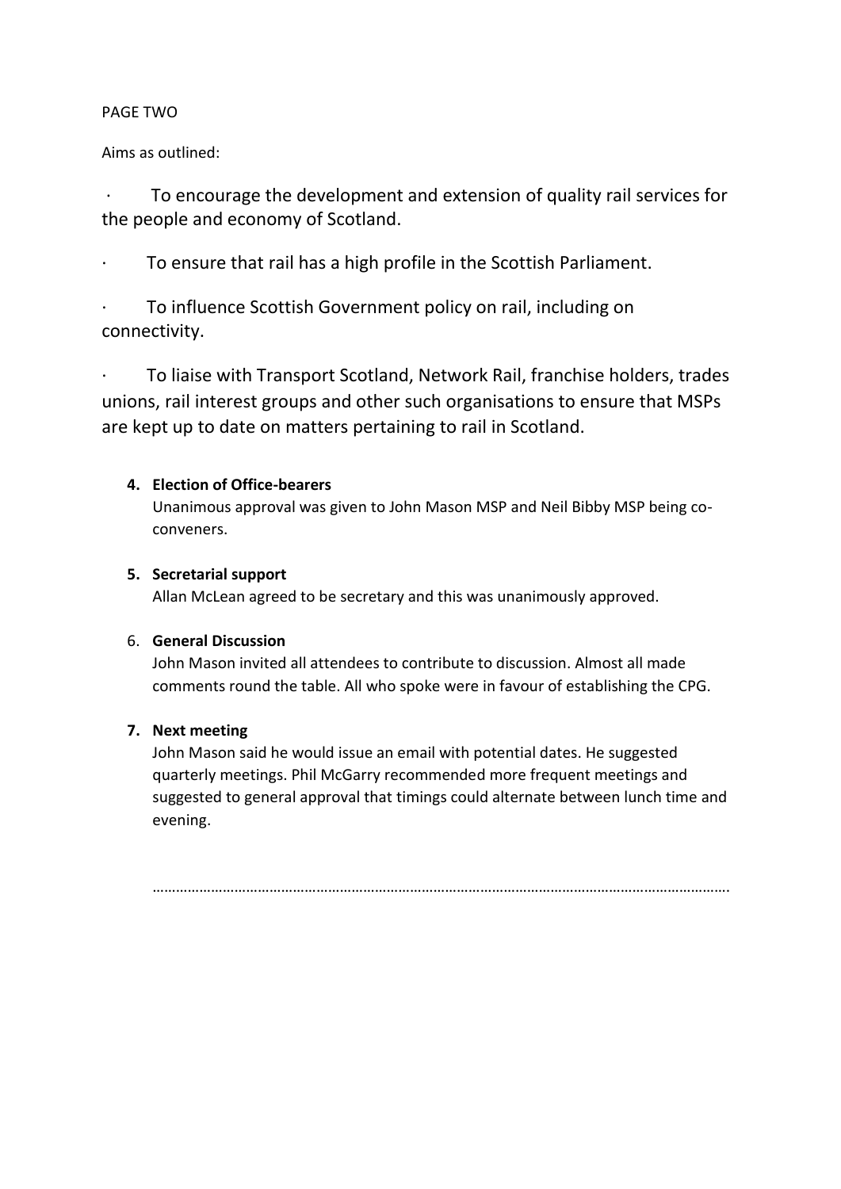PAGE TWO

Aims as outlined:

- To encourage the development and extension of quality rail services for the people and economy of Scotland.
- To ensure that rail has a high profile in the Scottish Parliament.
- To influence Scottish Government policy on rail, including on connectivity.
- To liaise with Transport Scotland, Network Rail, franchise holders, trades unions, rail interest groups and other such organisations to ensure that MSPs are kept up to date on matters pertaining to rail in Scotland.

4. **Election of Office-bearers**
   Unanimous approval was given to John Mason MSP and Neil Bibby MSP being co-conveners.

5. **Secretarial support**
   Allan McLean agreed to be secretary and this was unanimously approved.

6. **General Discussion**
   John Mason invited all attendees to contribute to discussion. Almost all made comments round the table. All who spoke were in favour of establishing the CPG.

7. **Next meeting**
   John Mason said he would issue an email with potential dates. He suggested quarterly meetings. Phil McGarry recommended more frequent meetings and suggested to general approval that timings could alternate between lunch time and evening.

…………………………………………………………………………………………………………………………………